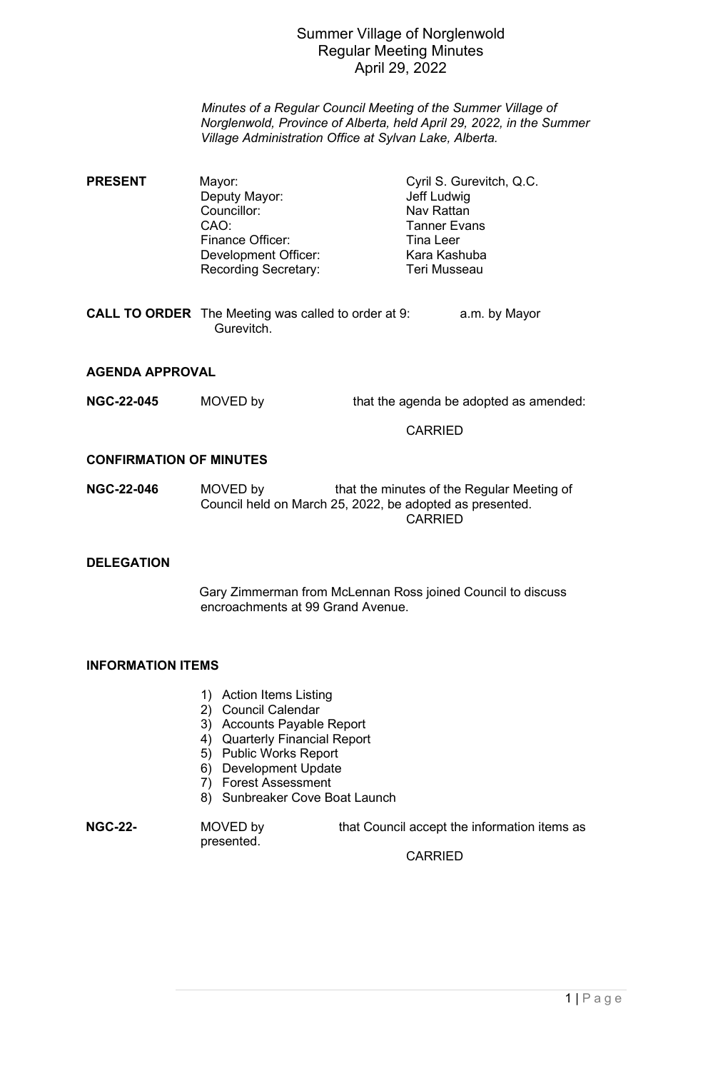# Summer Village of Norglenwold
## Regular Meeting Minutes
## April 29, 2022

*Minutes of a Regular Council Meeting of the Summer Village of Norglenwold, Province of Alberta, held April 29, 2022, in the Summer Village Administration Office at Sylvan Lake, Alberta.*

**PRESENT**

| | |
|---|---|
| Mayor: | Cyril S. Gurevitch, Q.C. |
| Deputy Mayor: | Jeff Ludwig |
| Councillor: | Nav Rattan |
| CAO: | Tanner Evans |
| Finance Officer: | Tina Leer |
| Development Officer: | Kara Kashuba |
| Recording Secretary: | Teri Musseau |

**CALL TO ORDER** The Meeting was called to order at 9: a.m. by Mayor Gurevitch.

**AGENDA APPROVAL**

**NGC-22-045** MOVED by that the agenda be adopted as amended:

CARRIED

**CONFIRMATION OF MINUTES**

**NGC-22-046** MOVED by that the minutes of the Regular Meeting of Council held on March 25, 2022, be adopted as presented.

CARRIED

**DELEGATION**

Gary Zimmerman from McLennan Ross joined Council to discuss encroachments at 99 Grand Avenue.

**INFORMATION ITEMS**

1) Action Items Listing
2) Council Calendar
3) Accounts Payable Report
4) Quarterly Financial Report
5) Public Works Report
6) Development Update
7) Forest Assessment
8) Sunbreaker Cove Boat Launch

**NGC-22-** MOVED by that Council accept the information items as presented.

CARRIED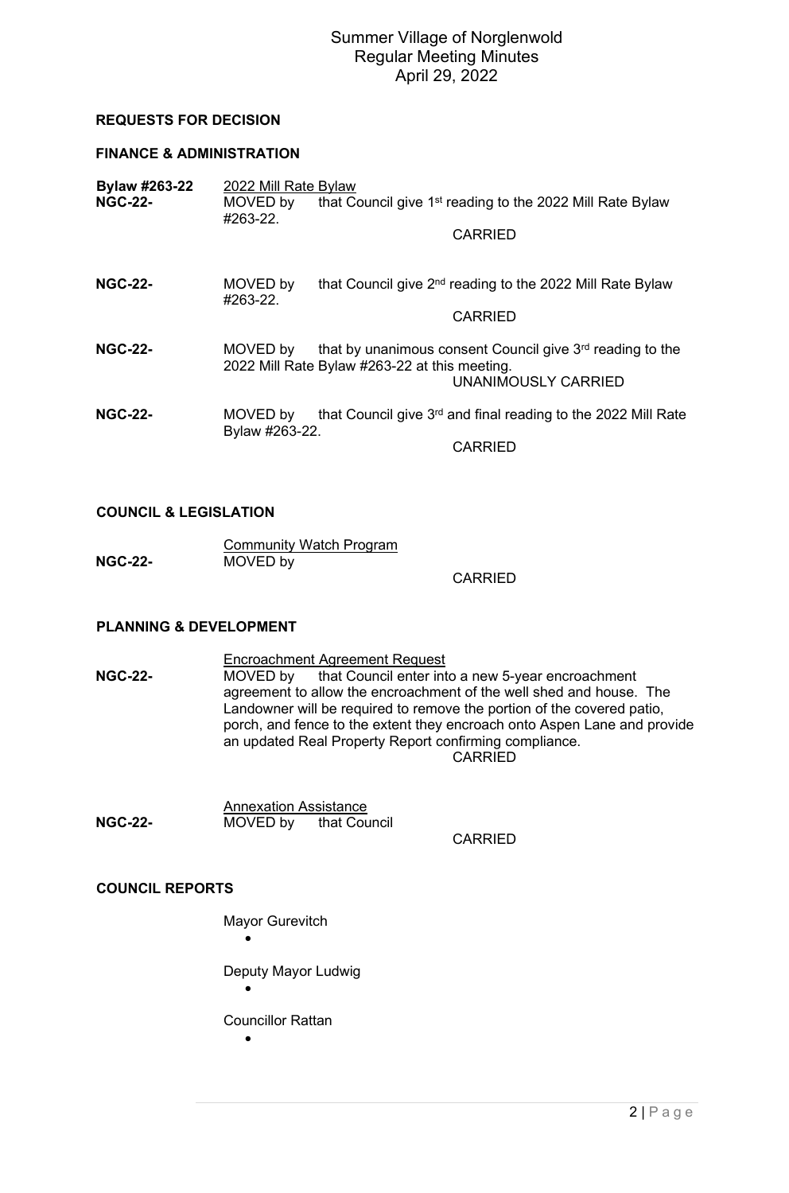## REQUESTS FOR DECISION

### FINANCE & ADMINISTRATION

**Bylaw #263-22** 2022 Mill Rate Bylaw

**NGC-22-** MOVED by that Council give 1st reading to the 2022 Mill Rate Bylaw #263-22.

CARRIED

**NGC-22-** MOVED by that Council give 2nd reading to the 2022 Mill Rate Bylaw #263-22.

CARRIED

**NGC-22-** MOVED by that by unanimous consent Council give 3rd reading to the 2022 Mill Rate Bylaw #263-22 at this meeting.

UNANIMOUSLY CARRIED

**NGC-22-** MOVED by that Council give 3rd and final reading to the 2022 Mill Rate Bylaw #263-22.

CARRIED

### COUNCIL & LEGISLATION

Community Watch Program

**NGC-22-** MOVED by

CARRIED

### PLANNING & DEVELOPMENT

Encroachment Agreement Request

**NGC-22-** MOVED by that Council enter into a new 5-year encroachment agreement to allow the encroachment of the well shed and house. The Landowner will be required to remove the portion of the covered patio, porch, and fence to the extent they encroach onto Aspen Lane and provide an updated Real Property Report confirming compliance.

CARRIED

Annexation Assistance

**NGC-22-** MOVED by that Council

CARRIED

### COUNCIL REPORTS

Mayor Gurevitch

- 

Deputy Mayor Ludwig

- 

Councillor Rattan

-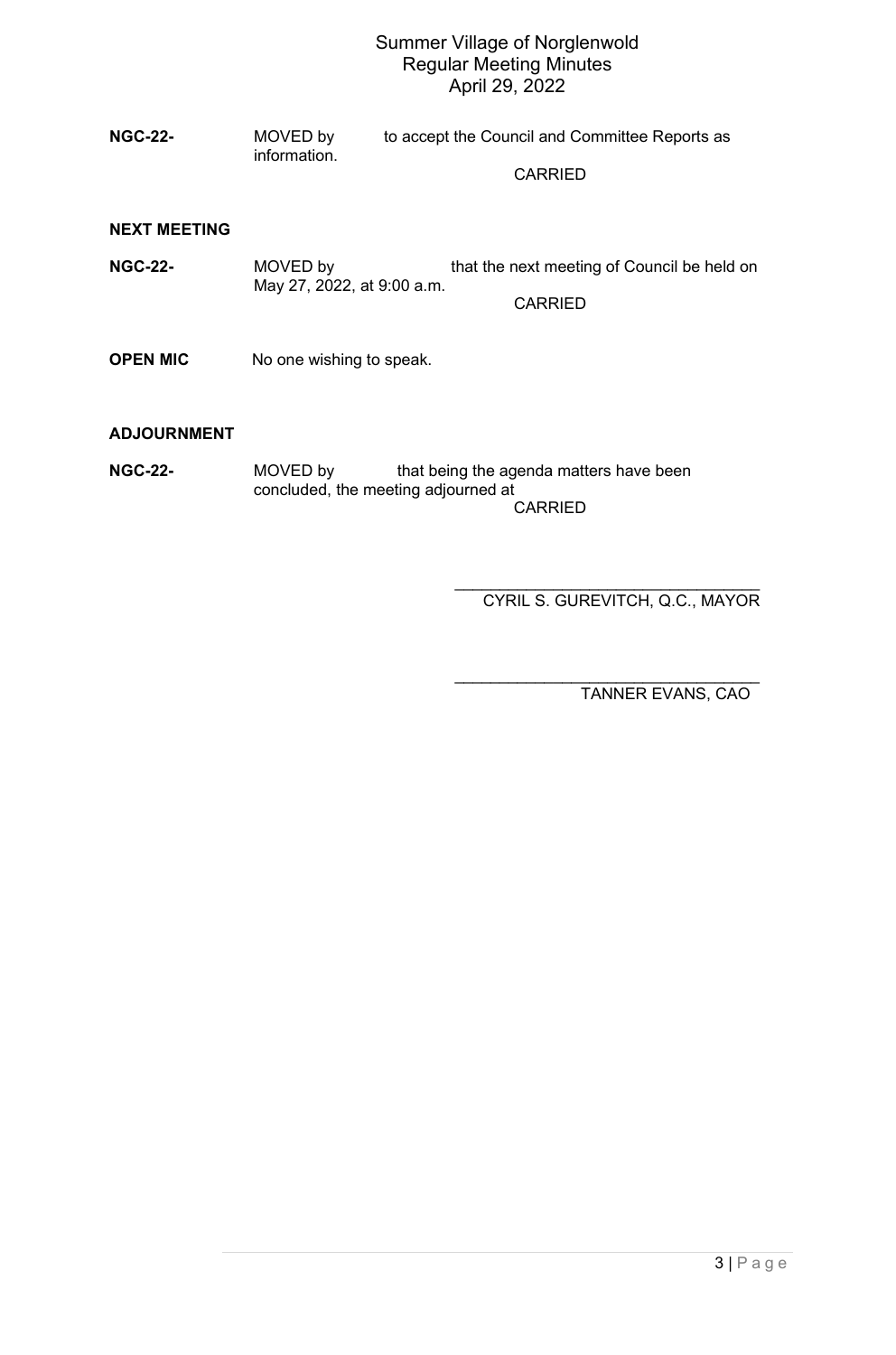**NGC-22-** MOVED by to accept the Council and Committee Reports as information.

CARRIED

**NEXT MEETING**

**NGC-22-** MOVED by that the next meeting of Council be held on May 27, 2022, at 9:00 a.m.

CARRIED

**OPEN MIC** No one wishing to speak.

**ADJOURNMENT**

**NGC-22-** MOVED by that being the agenda matters have been concluded, the meeting adjourned at

CARRIED

\_\_\_\_\_\_\_\_\_\_\_\_\_\_\_\_\_\_\_\_\_\_\_\_\_\_\_\_\_\_\_\_\_\_\_\_

CYRIL S. GUREVITCH, Q.C., MAYOR

\_\_\_\_\_\_\_\_\_\_\_\_\_\_\_\_\_\_\_\_\_\_\_\_\_\_\_\_\_\_\_\_\_\_\_\_

TANNER EVANS, CAO